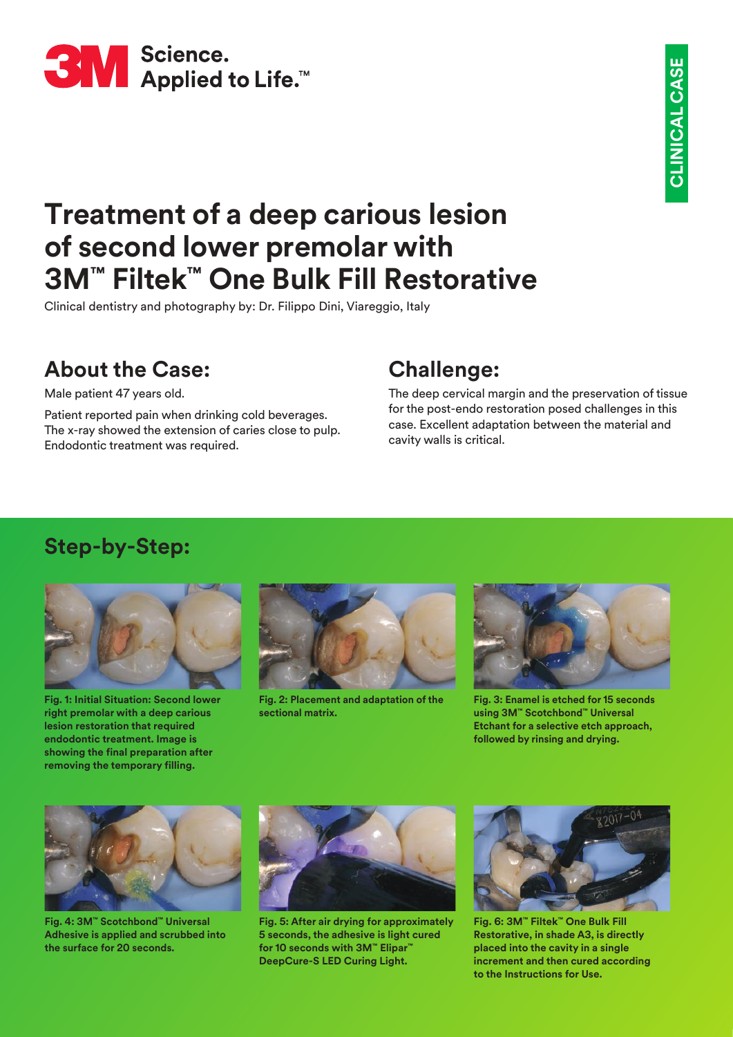3M Science. Applied to Life.™

CLINICAL CASE

# Treatment of a deep carious lesion of second lower premolar with 3M™ Filtek™ One Bulk Fill Restorative

Clinical dentistry and photography by: Dr. Filippo Dini, Viareggio, Italy

## About the Case:

Male patient 47 years old.

Patient reported pain when drinking cold beverages. The x-ray showed the extension of caries close to pulp. Endodontic treatment was required.

## Challenge:

The deep cervical margin and the preservation of tissue for the post-endo restoration posed challenges in this case. Excellent adaptation between the material and cavity walls is critical.

## Step-by-Step:

**Fig. 1: Initial Situation: Second lower right premolar with a deep carious lesion restoration that required endodontic treatment. Image is showing the final preparation after removing the temporary filling.**

**Fig. 2: Placement and adaptation of the sectional matrix.**

**Fig. 3: Enamel is etched for 15 seconds using 3M™ Scotchbond™ Universal Etchant for a selective etch approach, followed by rinsing and drying.**

**Fig. 4: 3M™ Scotchbond™ Universal Adhesive is applied and scrubbed into the surface for 20 seconds.**

**Fig. 5: After air drying for approximately 5 seconds, the adhesive is light cured for 10 seconds with 3M™ Elipar™ DeepCure-S LED Curing Light.**

**Fig. 6: 3M™ Filtek™ One Bulk Fill Restorative, in shade A3, is directly placed into the cavity in a single increment and then cured according to the Instructions for Use.**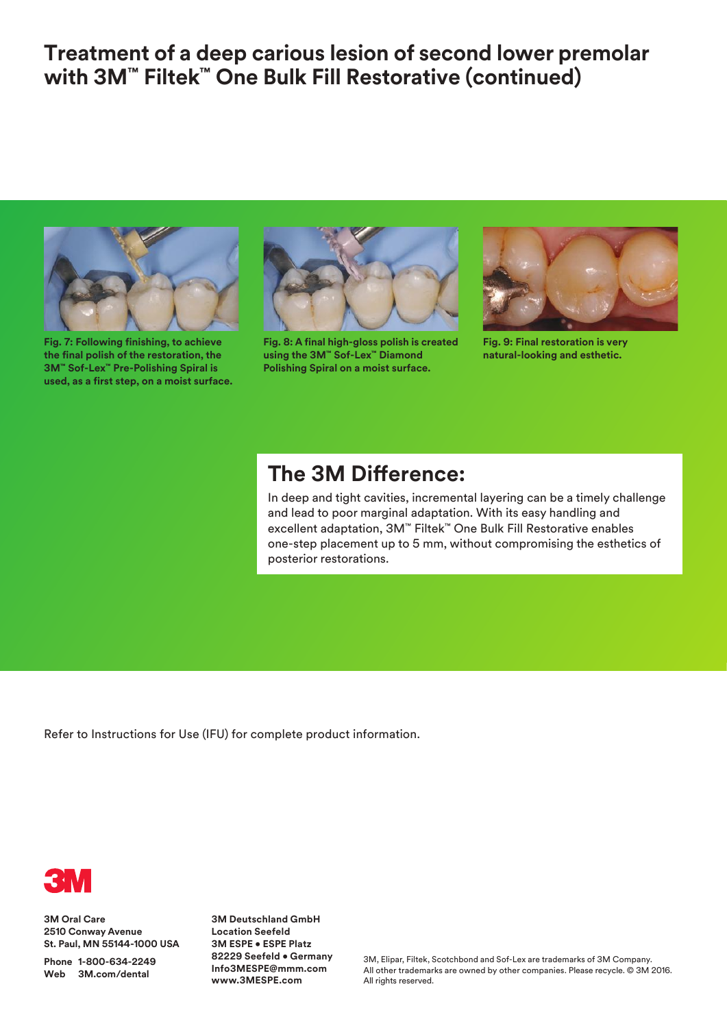# Treatment of a deep carious lesion of second lower premolar with 3M™ Filtek™ One Bulk Fill Restorative (continued)

**Fig. 7: Following finishing, to achieve the final polish of the restoration, the 3M™ Sof-Lex™ Pre-Polishing Spiral is used, as a first step, on a moist surface.**

**Fig. 8: A final high-gloss polish is created using the 3M™ Sof-Lex™ Diamond Polishing Spiral on a moist surface.**

**Fig. 9: Final restoration is very natural-looking and esthetic.**

## The 3M Difference:

In deep and tight cavities, incremental layering can be a timely challenge and lead to poor marginal adaptation. With its easy handling and excellent adaptation, 3M™ Filtek™ One Bulk Fill Restorative enables one-step placement up to 5 mm, without compromising the esthetics of posterior restorations.

Refer to Instructions for Use (IFU) for complete product information.

**3M Oral Care**
**2510 Conway Avenue**
**St. Paul, MN 55144-1000 USA**

**Phone** 1-800-634-2249
**Web** 3M.com/dental

**3M Deutschland GmbH**
**Location Seefeld**
**3M ESPE • ESPE Platz**
**82229 Seefeld • Germany**
**Info3MESPE@mmm.com**
**www.3MESPE.com**

3M, Elipar, Filtek, Scotchbond and Sof-Lex are trademarks of 3M Company. All other trademarks are owned by other companies. Please recycle. © 3M 2016. All rights reserved.